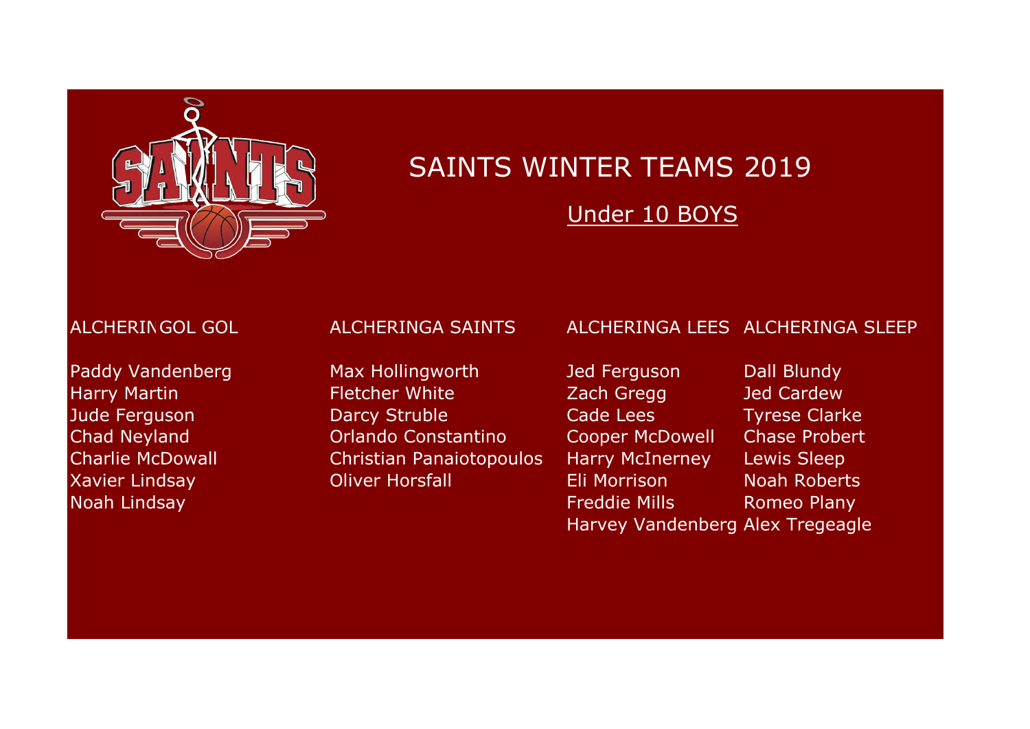# SAINTS WINTER TEAMS 2019

## Under 10 BOYS

| ALCHERINGOL GOL | ALCHERINGA SAINTS | ALCHERINGA LEES | ALCHERINGA SLEEP |
|---|---|---|---|
| Paddy Vandenberg | Max Hollingworth | Jed Ferguson | Dall Blundy |
| Harry Martin | Fletcher White | Zach Gregg | Jed Cardew |
| Jude Ferguson | Darcy Struble | Cade Lees | Tyrese Clarke |
| Chad Neyland | Orlando Constantino | Cooper McDowell | Chase Probert |
| Charlie McDowall | Christian Panaiotopoulos | Harry McInerney | Lewis Sleep |
| Xavier Lindsay | Oliver Horsfall | Eli Morrison | Noah Roberts |
| Noah Lindsay | | Freddie Mills | Romeo Plany |
| | | Harvey Vandenberg | Alex Tregeagle |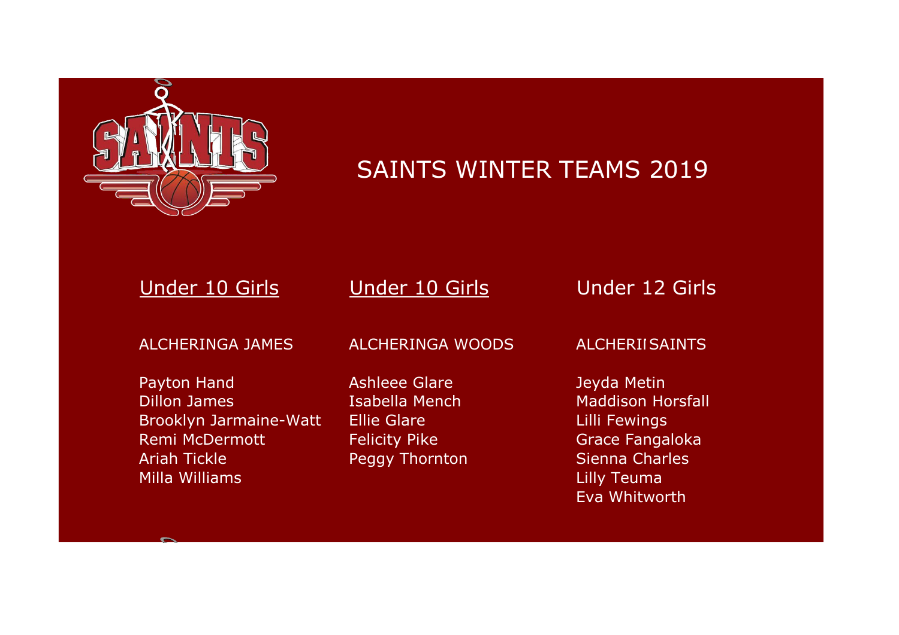# SAINTS WINTER TEAMS 2019

| Under 10 Girls | Under 10 Girls | Under 12 Girls |
|---|---|---|
| ALCHERINGA JAMES | ALCHERINGA WOODS | ALCHERIISAINTS |
| Payton Hand | Ashleee Glare | Jeyda Metin |
| Dillon James | Isabella Mench | Maddison Horsfall |
| Brooklyn Jarmaine-Watt | Ellie Glare | Lilli Fewings |
| Remi McDermott | Felicity Pike | Grace Fangaloka |
| Ariah Tickle | Peggy Thornton | Sienna Charles |
| Milla Williams | | Lilly Teuma |
| | | Eva Whitworth |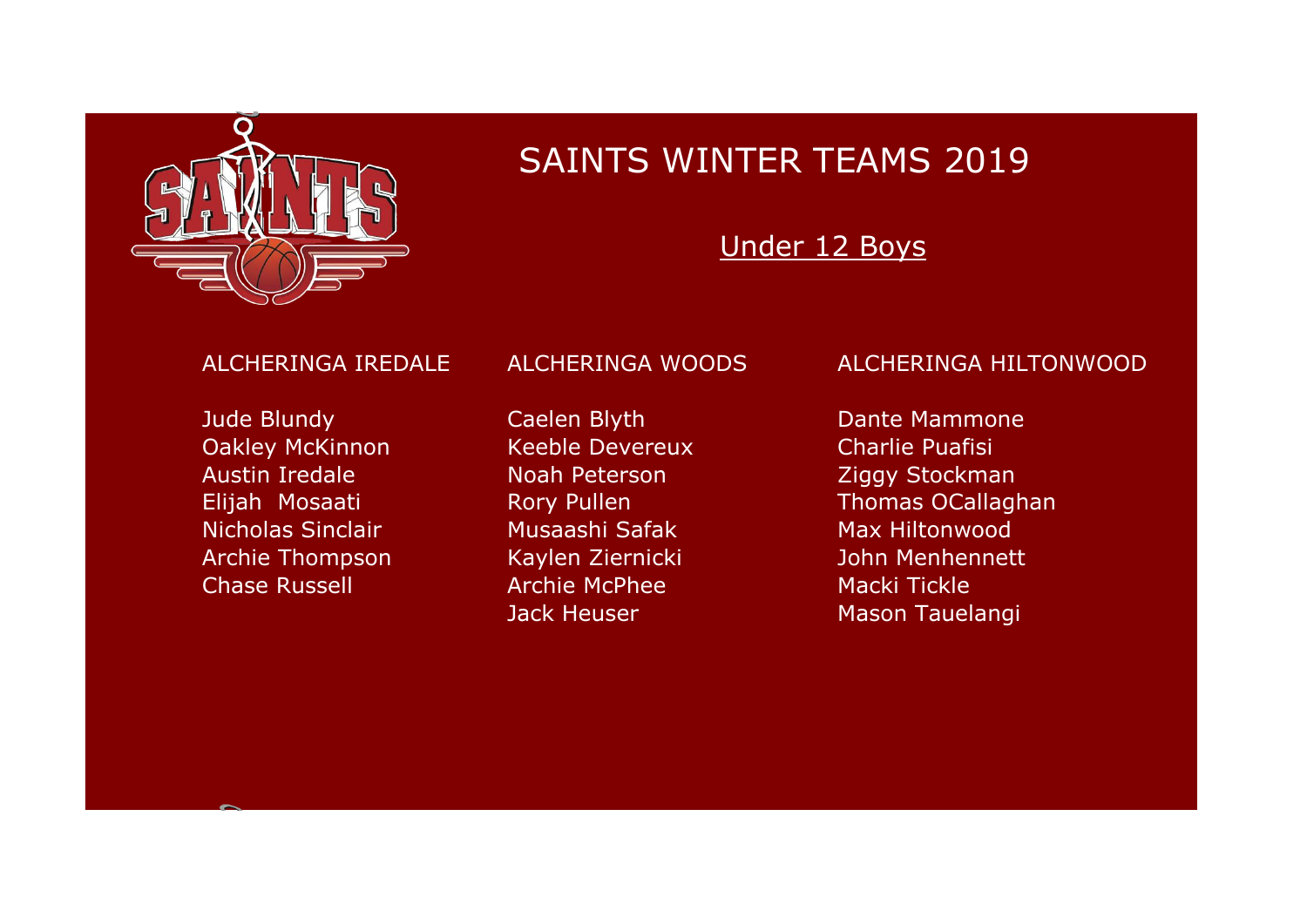# SAINTS WINTER TEAMS 2019

## Under 12 Boys

| ALCHERINGA IREDALE | ALCHERINGA WOODS | ALCHERINGA HILTONWOOD |
|---|---|---|
| Jude Blundy | Caelen Blyth | Dante Mammone |
| Oakley McKinnon | Keeble Devereux | Charlie Puafisi |
| Austin Iredale | Noah Peterson | Ziggy Stockman |
| Elijah Mosaati | Rory Pullen | Thomas OCallaghan |
| Nicholas Sinclair | Musaashi Safak | Max Hiltonwood |
| Archie Thompson | Kaylen Ziernicki | John Menhennett |
| Chase Russell | Archie McPhee | Macki Tickle |
| | Jack Heuser | Mason Tauelangi |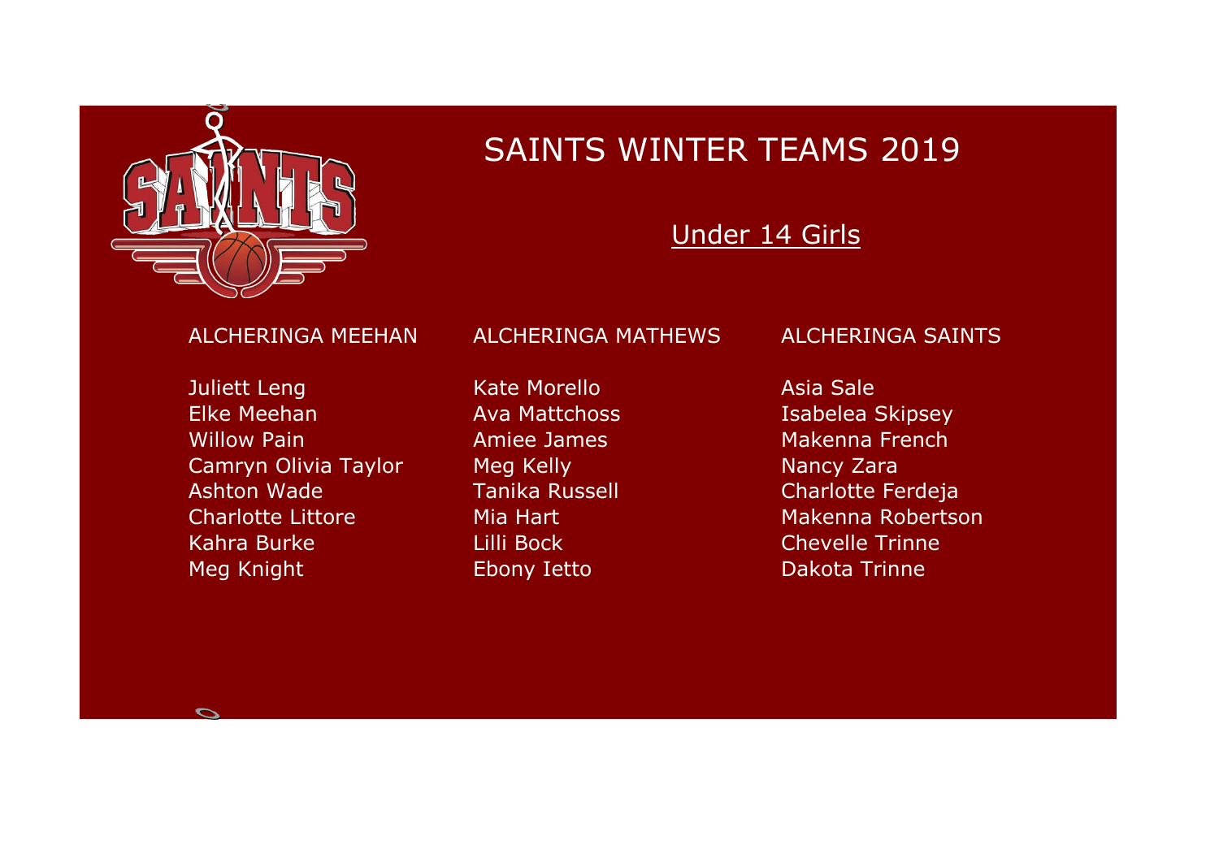# SAINTS WINTER TEAMS 2019

## Under 14 Girls

| ALCHERINGA MEEHAN | ALCHERINGA MATHEWS | ALCHERINGA SAINTS |
|---|---|---|
| Juliett Leng | Kate Morello | Asia Sale |
| Elke Meehan | Ava Mattchoss | Isabelea Skipsey |
| Willow Pain | Amiee James | Makenna French |
| Camryn Olivia Taylor | Meg Kelly | Nancy Zara |
| Ashton Wade | Tanika Russell | Charlotte Ferdeja |
| Charlotte Littore | Mia Hart | Makenna Robertson |
| Kahra Burke | Lilli Bock | Chevelle Trinne |
| Meg Knight | Ebony Ietto | Dakota Trinne |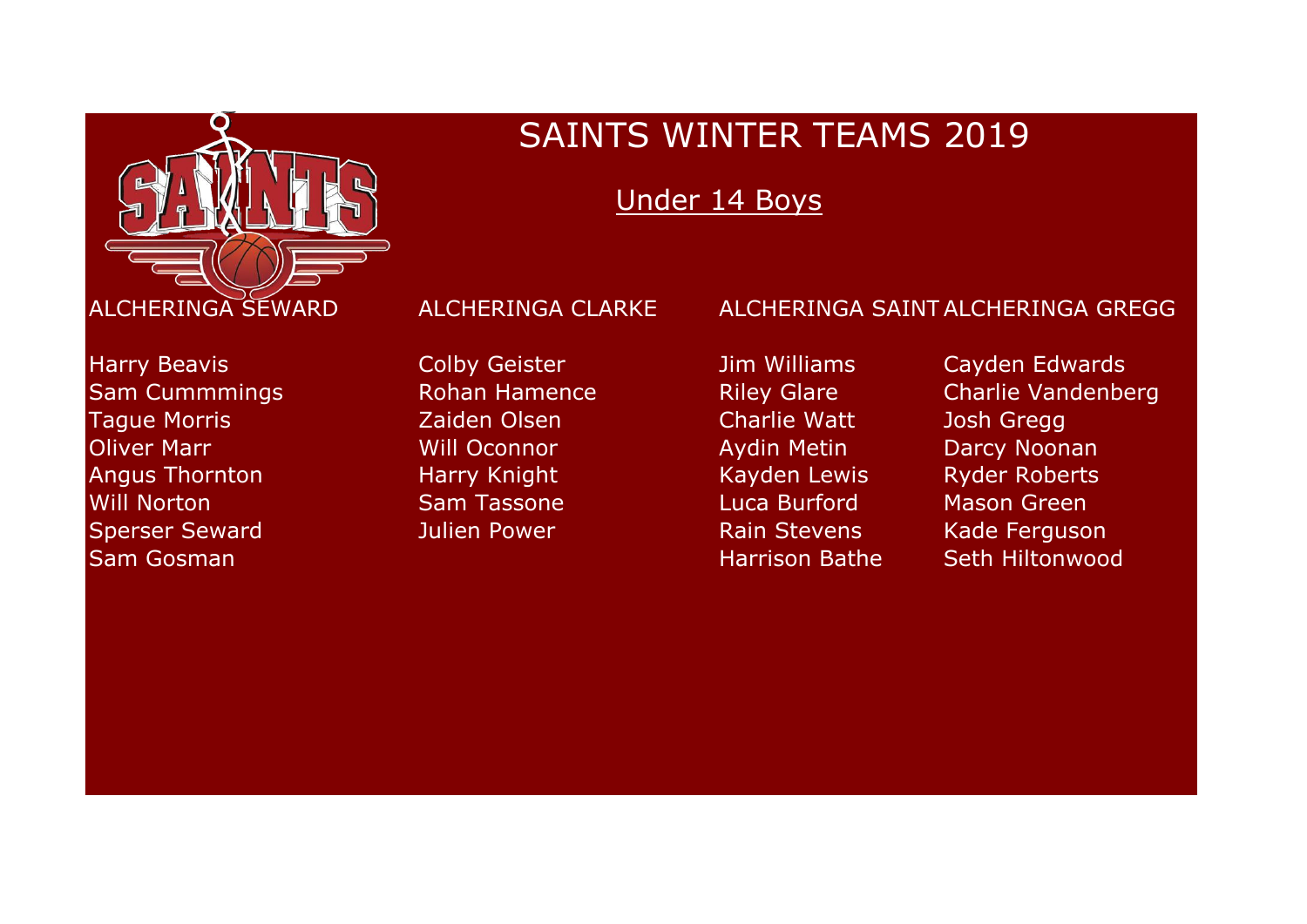# SAINTS WINTER TEAMS 2019

## Under 14 Boys

| ALCHERINGA SEWARD | ALCHERINGA CLARKE | ALCHERINGA SAINT | ALCHERINGA GREGG |
|---|---|---|---|
| Harry Beavis | Colby Geister | Jim Williams | Cayden Edwards |
| Sam Cummmings | Rohan Hamence | Riley Glare | Charlie Vandenberg |
| Tague Morris | Zaiden Olsen | Charlie Watt | Josh Gregg |
| Oliver Marr | Will Oconnor | Aydin Metin | Darcy Noonan |
| Angus Thornton | Harry Knight | Kayden Lewis | Ryder Roberts |
| Will Norton | Sam Tassone | Luca Burford | Mason Green |
| Sperser Seward | Julien Power | Rain Stevens | Kade Ferguson |
| Sam Gosman | | Harrison Bathe | Seth Hiltonwood |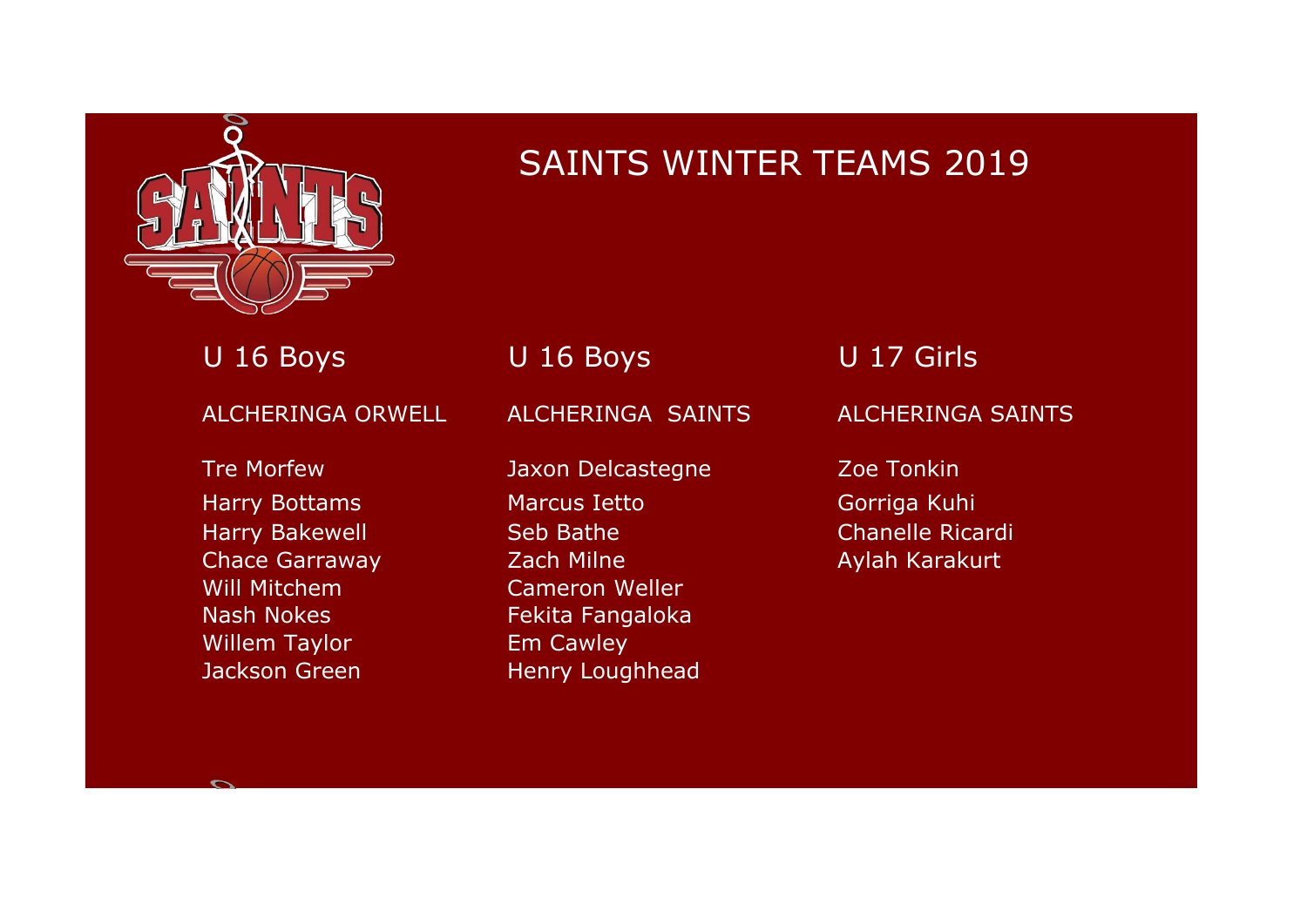# SAINTS WINTER TEAMS 2019

## U 16 Boys

ALCHERINGA ORWELL

Tre Morfew
Harry Bottams
Harry Bakewell
Chace Garraway
Will Mitchem
Nash Nokes
Willem Taylor
Jackson Green

## U 16 Boys

ALCHERINGA SAINTS

Jaxon Delcastegne
Marcus Ietto
Seb Bathe
Zach Milne
Cameron Weller
Fekita Fangaloka
Em Cawley
Henry Loughhead

## U 17 Girls

ALCHERINGA SAINTS

Zoe Tonkin
Gorriga Kuhi
Chanelle Ricardi
Aylah Karakurt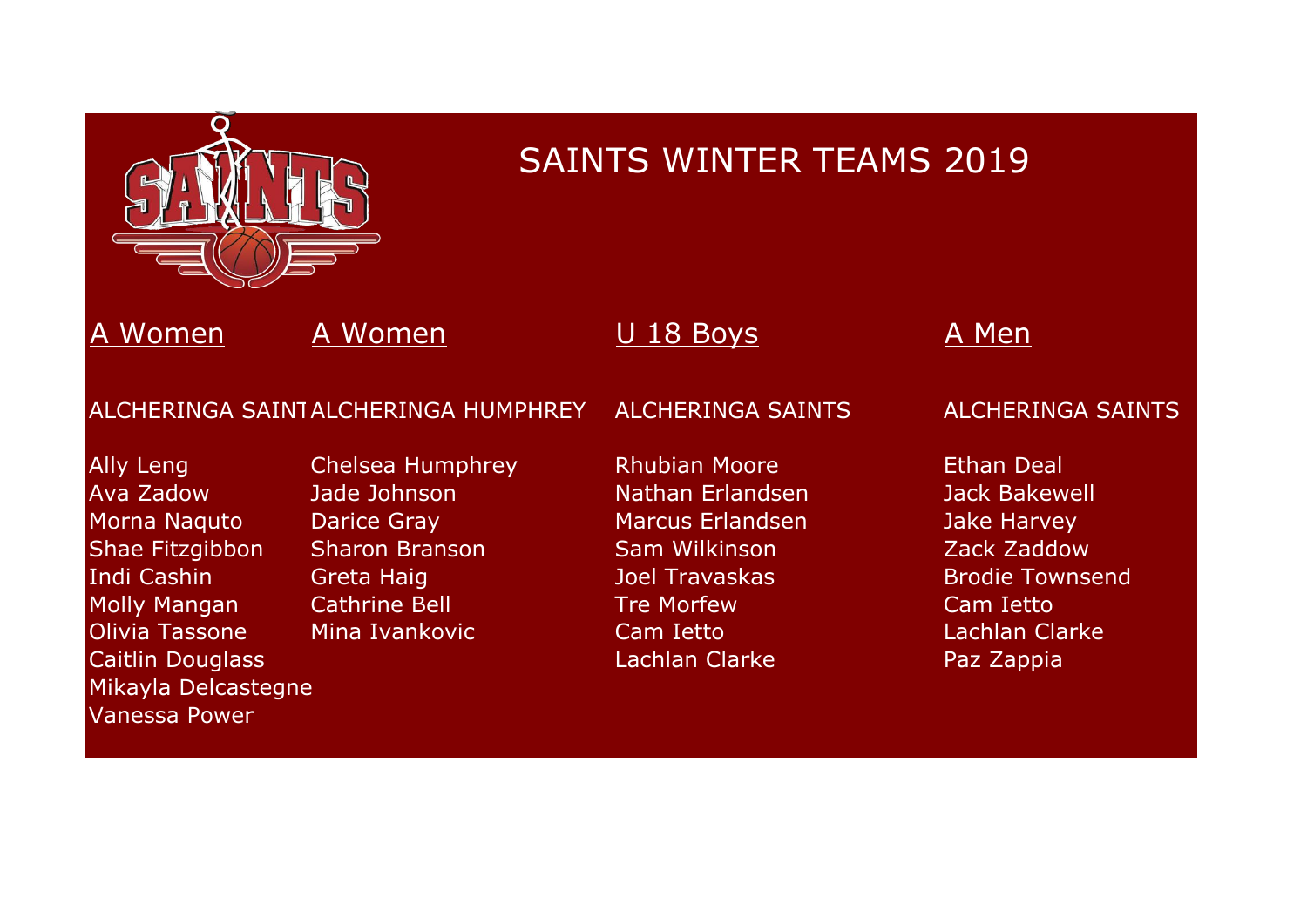# SAINTS WINTER TEAMS 2019

| A Women | A Women | U 18 Boys | A Men |
|---|---|---|---|
| ALCHERINGA SAINT | ALCHERINGA HUMPHREY | ALCHERINGA SAINTS | ALCHERINGA SAINTS |
| Ally Leng | Chelsea Humphrey | Rhubian Moore | Ethan Deal |
| Ava Zadow | Jade Johnson | Nathan Erlandsen | Jack Bakewell |
| Morna Naquto | Darice Gray | Marcus Erlandsen | Jake Harvey |
| Shae Fitzgibbon | Sharon Branson | Sam Wilkinson | Zack Zaddow |
| Indi Cashin | Greta Haig | Joel Travaskas | Brodie Townsend |
| Molly Mangan | Cathrine Bell | Tre Morfew | Cam Ietto |
| Olivia Tassone | Mina Ivankovic | Cam Ietto | Lachlan Clarke |
| Caitlin Douglass | | Lachlan Clarke | Paz Zappia |
| Mikayla Delcastegne | | | |
| Vanessa Power | | | |